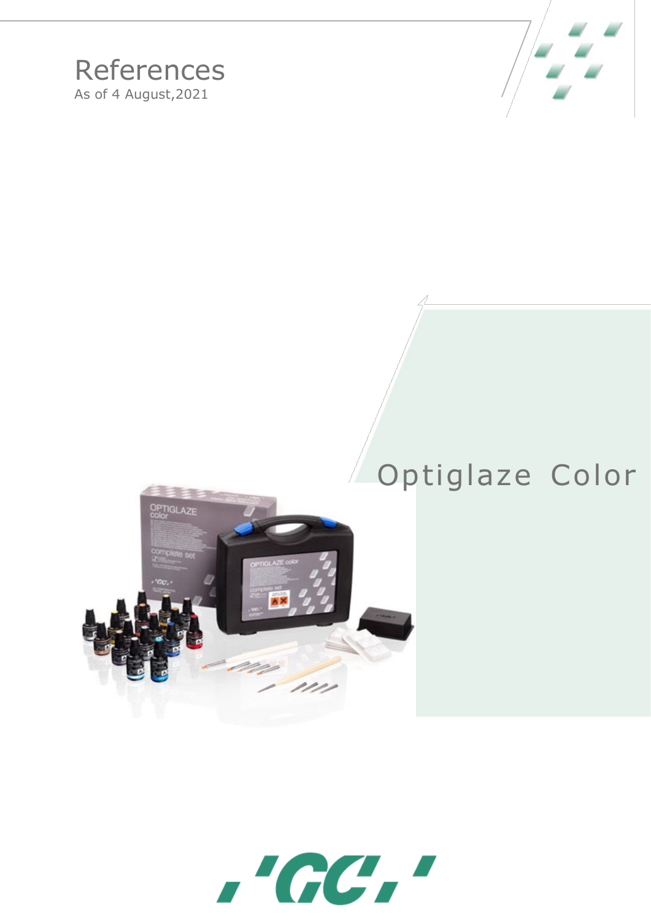# References

As of 4 August,2021

## Optiglaze Color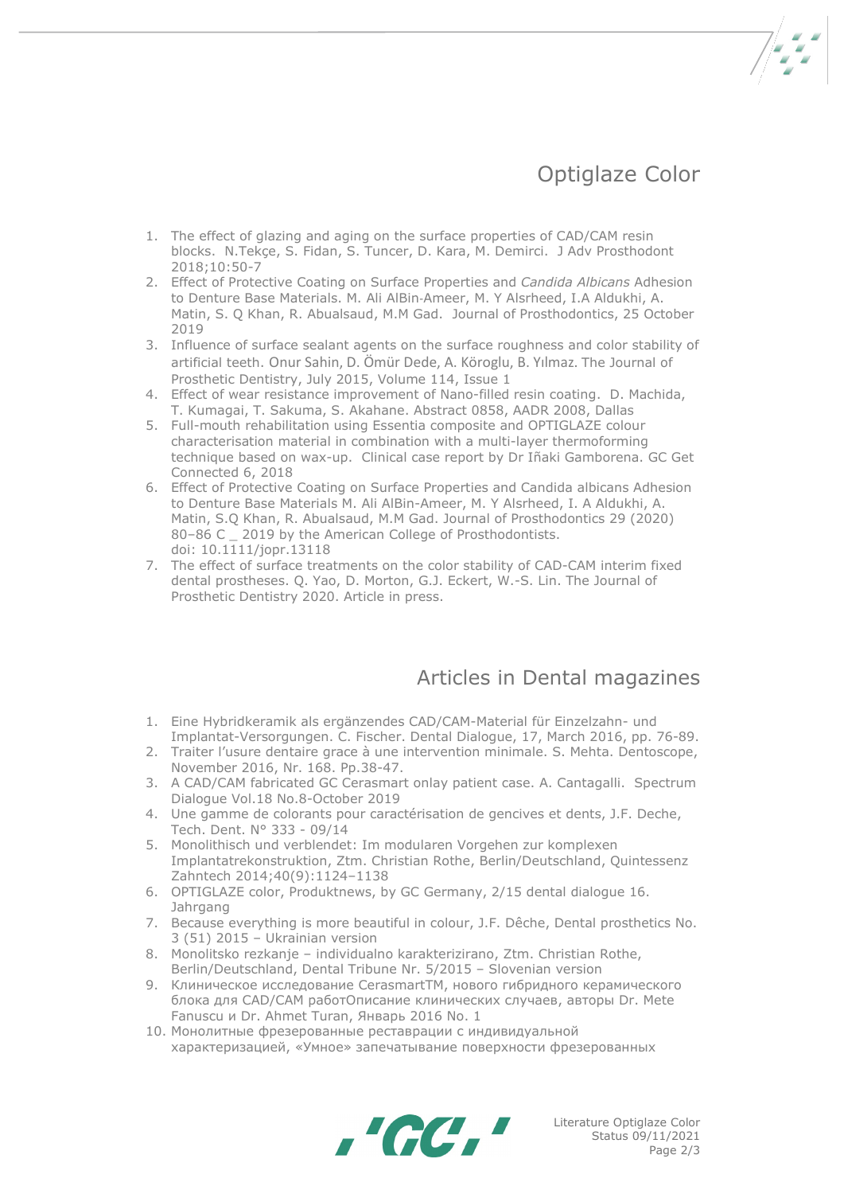# Optiglaze Color

1. The effect of glazing and aging on the surface properties of CAD/CAM resin blocks. N.Tekçe, S. Fidan, S. Tuncer, D. Kara, M. Demirci. J Adv Prosthodont 2018;10:50-7
2. Effect of Protective Coating on Surface Properties and *Candida Albicans* Adhesion to Denture Base Materials. M. Ali AlBin-Ameer, M. Y Alsrheed, I.A Aldukhi, A. Matin, S. Q Khan, R. Abualsaud, M.M Gad. Journal of Prosthodontics, 25 October 2019
3. Influence of surface sealant agents on the surface roughness and color stability of artificial teeth. Onur Sahin, D. Ömür Dede, A. Köroglu, B. Yılmaz. The Journal of Prosthetic Dentistry, July 2015, Volume 114, Issue 1
4. Effect of wear resistance improvement of Nano-filled resin coating. D. Machida, T. Kumagai, T. Sakuma, S. Akahane. Abstract 0858, AADR 2008, Dallas
5. Full-mouth rehabilitation using Essentia composite and OPTIGLAZE colour characterisation material in combination with a multi-layer thermoforming technique based on wax-up. Clinical case report by Dr Iñaki Gamborena. GC Get Connected 6, 2018
6. Effect of Protective Coating on Surface Properties and Candida albicans Adhesion to Denture Base Materials M. Ali AlBin-Ameer, M. Y Alsrheed, I. A Aldukhi, A. Matin, S.Q Khan, R. Abualsaud, M.M Gad. Journal of Prosthodontics 29 (2020) 80–86 C _ 2019 by the American College of Prosthodontists. doi: 10.1111/jopr.13118
7. The effect of surface treatments on the color stability of CAD-CAM interim fixed dental prostheses. Q. Yao, D. Morton, G.J. Eckert, W.-S. Lin. The Journal of Prosthetic Dentistry 2020. Article in press.

# Articles in Dental magazines

1. Eine Hybridkeramik als ergänzendes CAD/CAM-Material für Einzelzahn- und Implantat-Versorgungen. C. Fischer. Dental Dialogue, 17, March 2016, pp. 76-89.
2. Traiter l'usure dentaire grace à une intervention minimale. S. Mehta. Dentoscope, November 2016, Nr. 168. Pp.38-47.
3. A CAD/CAM fabricated GC Cerasmart onlay patient case. A. Cantagalli. Spectrum Dialogue Vol.18 No.8-October 2019
4. Une gamme de colorants pour caractérisation de gencives et dents, J.F. Deche, Tech. Dent. N° 333 - 09/14
5. Monolithisch und verblendet: Im modularen Vorgehen zur komplexen Implantatrekonstruktion, Ztm. Christian Rothe, Berlin/Deutschland, Quintessenz Zahntech 2014;40(9):1124–1138
6. OPTIGLAZE color, Produktnews, by GC Germany, 2/15 dental dialogue 16. Jahrgang
7. Because everything is more beautiful in colour, J.F. Dêche, Dental prosthetics No. 3 (51) 2015 – Ukrainian version
8. Monolitsko rezkanje – individualno karakterizirano, Ztm. Christian Rothe, Berlin/Deutschland, Dental Tribune Nr. 5/2015 – Slovenian version
9. Клиническое исследование CerasmartTM, нового гибридного керамического блока для CAD/CAM работОписание клинических случаев, авторы Dr. Mete Fanuscu и Dr. Ahmet Turan, Январь 2016 No. 1
10. Монолитные фрезерованные реставрации с индивидуальной характеризацией, «Умное» запечатывание поверхности фрезерованных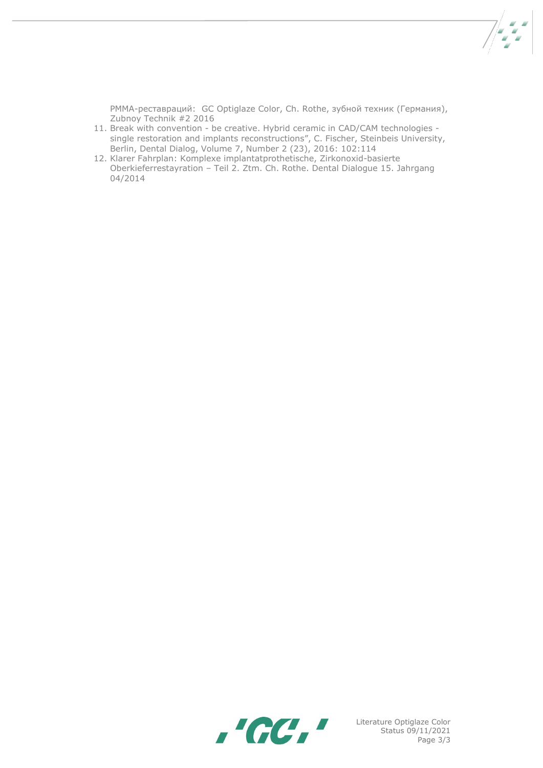PMMA-реставраций:  GC Optiglaze Color, Ch. Rothe, зубной техник (Германия), Zubnoy Technik #2 2016

11. Break with convention - be creative. Hybrid ceramic in CAD/CAM technologies - single restoration and implants reconstructions", C. Fischer, Steinbeis University, Berlin, Dental Dialog, Volume 7, Number 2 (23), 2016: 102:114
12. Klarer Fahrplan: Komplexe implantatprothetische, Zirkonoxid-basierte Oberkieferrestayration – Teil 2. Ztm. Ch. Rothe. Dental Dialogue 15. Jahrgang 04/2014